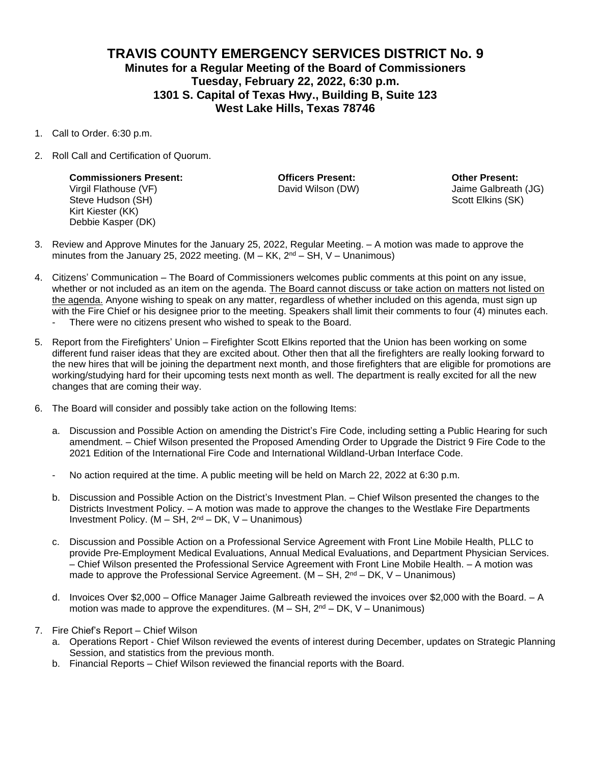# TRAVIS COUNTY EMERGENCY SERVICES DISTRICT No. 9

## Minutes for a Regular Meeting of the Board of Commissioners
## Tuesday, February 22, 2022, 6:30 p.m.
## 1301 S. Capital of Texas Hwy., Building B, Suite 123
## West Lake Hills, Texas 78746

1. Call to Order. 6:30 p.m.

2. Roll Call and Certification of Quorum.

| **Commissioners Present:** | **Officers Present:** | **Other Present:** |
|---|---|---|
| Virgil Flathouse (VF) | David Wilson (DW) | Jaime Galbreath (JG) |
| Steve Hudson (SH) | | Scott Elkins (SK) |
| Kirt Kiester (KK) | | |
| Debbie Kasper (DK) | | |

3. Review and Approve Minutes for the January 25, 2022, Regular Meeting. – A motion was made to approve the minutes from the January 25, 2022 meeting. (M – KK, 2nd – SH, V – Unanimous)

4. Citizens' Communication – The Board of Commissioners welcomes public comments at this point on any issue, whether or not included as an item on the agenda. The Board cannot discuss or take action on matters not listed on the agenda. Anyone wishing to speak on any matter, regardless of whether included on this agenda, must sign up with the Fire Chief or his designee prior to the meeting. Speakers shall limit their comments to four (4) minutes each.
   - There were no citizens present who wished to speak to the Board.

5. Report from the Firefighters' Union – Firefighter Scott Elkins reported that the Union has been working on some different fund raiser ideas that they are excited about. Other then that all the firefighters are really looking forward to the new hires that will be joining the department next month, and those firefighters that are eligible for promotions are working/studying hard for their upcoming tests next month as well. The department is really excited for all the new changes that are coming their way.

6. The Board will consider and possibly take action on the following Items:

   a. Discussion and Possible Action on amending the District's Fire Code, including setting a Public Hearing for such amendment. – Chief Wilson presented the Proposed Amending Order to Upgrade the District 9 Fire Code to the 2021 Edition of the International Fire Code and International Wildland-Urban Interface Code.

   - No action required at the time. A public meeting will be held on March 22, 2022 at 6:30 p.m.

   b. Discussion and Possible Action on the District's Investment Plan. – Chief Wilson presented the changes to the Districts Investment Policy. – A motion was made to approve the changes to the Westlake Fire Departments Investment Policy. (M – SH, 2nd – DK, V – Unanimous)

   c. Discussion and Possible Action on a Professional Service Agreement with Front Line Mobile Health, PLLC to provide Pre-Employment Medical Evaluations, Annual Medical Evaluations, and Department Physician Services. – Chief Wilson presented the Professional Service Agreement with Front Line Mobile Health. – A motion was made to approve the Professional Service Agreement. (M – SH, 2nd – DK, V – Unanimous)

   d. Invoices Over $2,000 – Office Manager Jaime Galbreath reviewed the invoices over $2,000 with the Board. – A motion was made to approve the expenditures. (M – SH, 2nd – DK, V – Unanimous)

7. Fire Chief's Report – Chief Wilson
   a. Operations Report - Chief Wilson reviewed the events of interest during December, updates on Strategic Planning Session, and statistics from the previous month.
   b. Financial Reports – Chief Wilson reviewed the financial reports with the Board.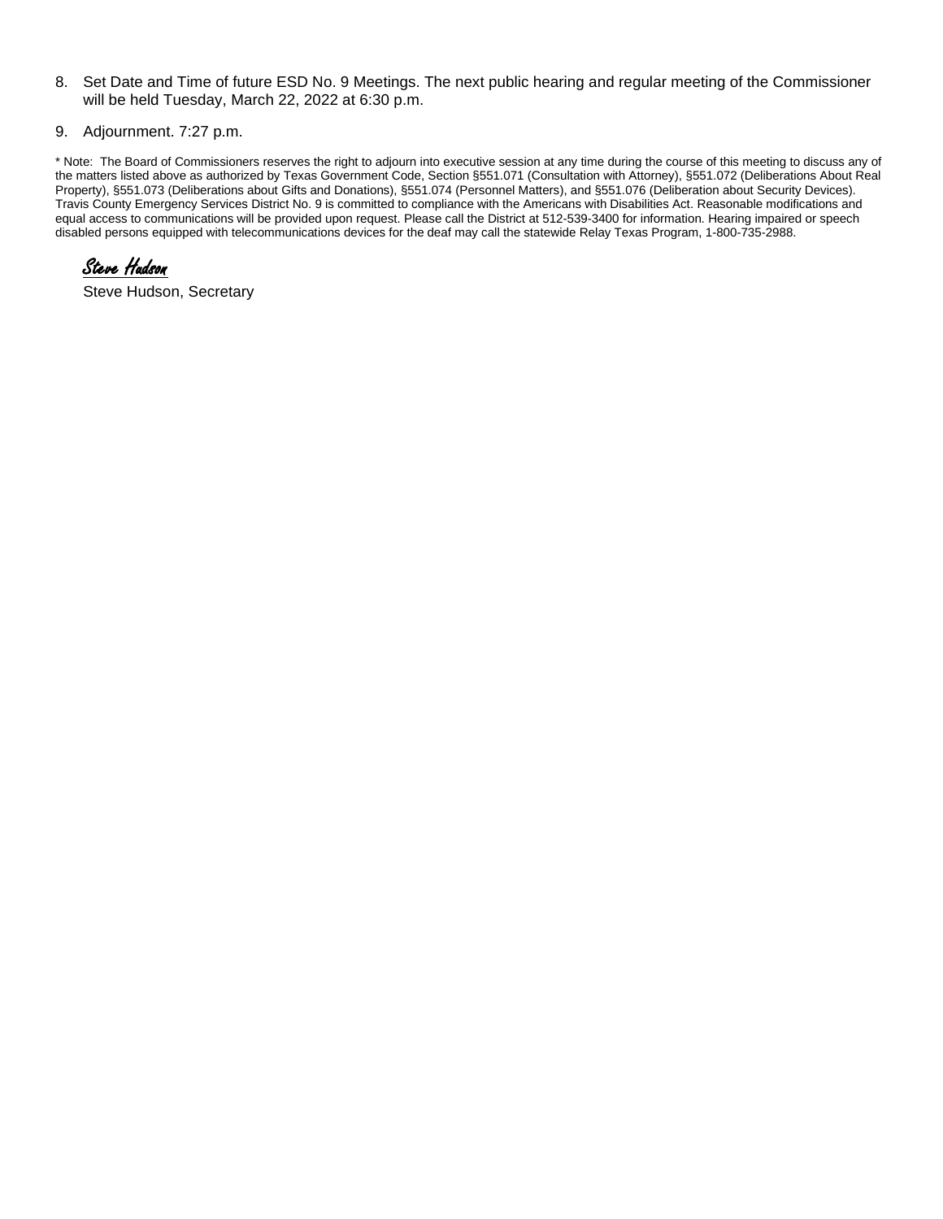8. Set Date and Time of future ESD No. 9 Meetings. The next public hearing and regular meeting of the Commissioner will be held Tuesday, March 22, 2022 at 6:30 p.m.

9. Adjournment. 7:27 p.m.

* Note: The Board of Commissioners reserves the right to adjourn into executive session at any time during the course of this meeting to discuss any of the matters listed above as authorized by Texas Government Code, Section §551.071 (Consultation with Attorney), §551.072 (Deliberations About Real Property), §551.073 (Deliberations about Gifts and Donations), §551.074 (Personnel Matters), and §551.076 (Deliberation about Security Devices). Travis County Emergency Services District No. 9 is committed to compliance with the Americans with Disabilities Act. Reasonable modifications and equal access to communications will be provided upon request. Please call the District at 512-539-3400 for information. Hearing impaired or speech disabled persons equipped with telecommunications devices for the deaf may call the statewide Relay Texas Program, 1-800-735-2988.

Steve Hudson

Steve Hudson, Secretary